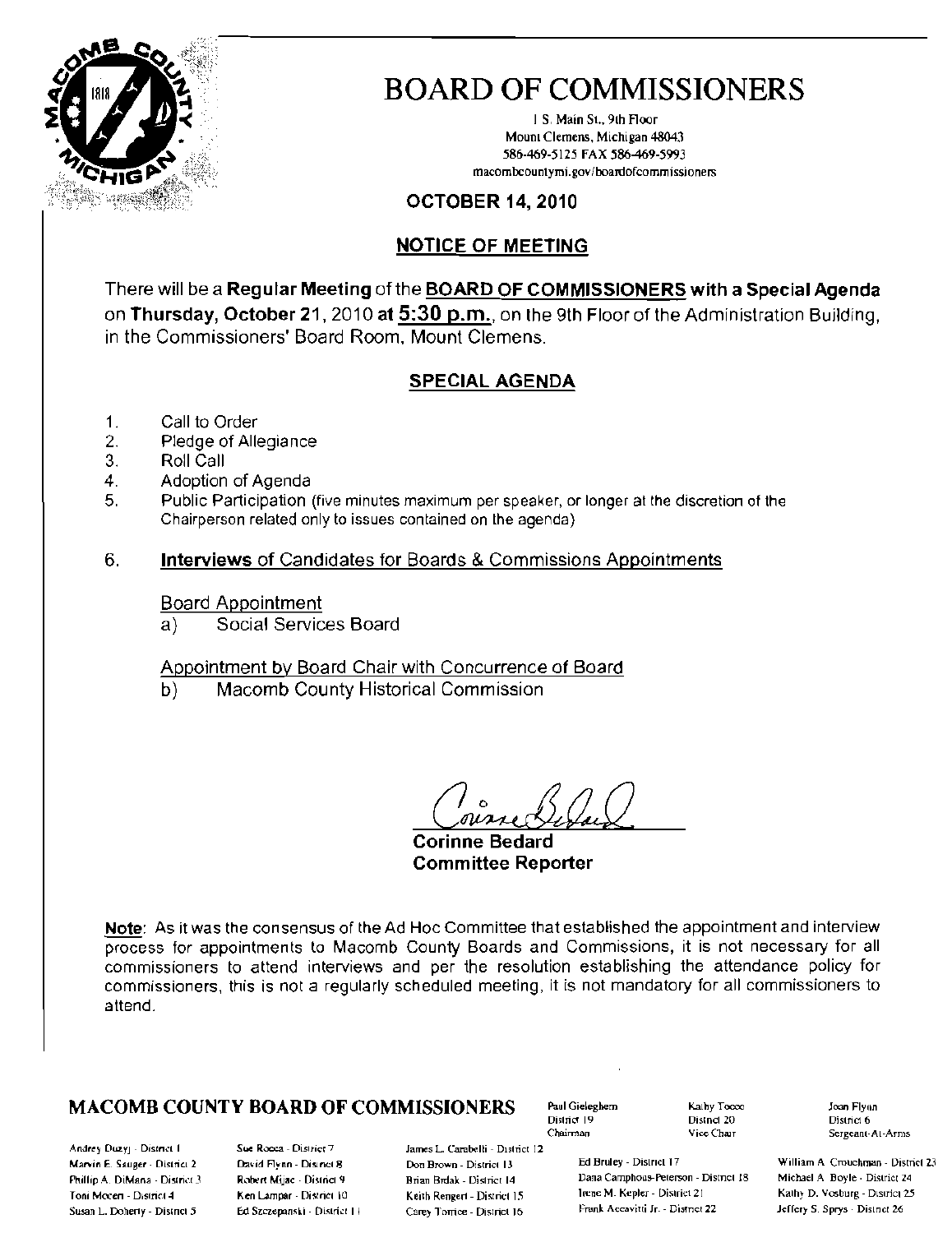# BOARD OF COMMISSIONERS

1 S. Main St., 9th Floor
Mount Clemens, Michigan 48043
586-469-5125 FAX 586-469-5993
macombcountymi.gov/boardofcommissioners

**OCTOBER 14, 2010**

## NOTICE OF MEETING

There will be a **Regular Meeting** of the **BOARD OF COMMISSIONERS with a Special Agenda** on **Thursday, October 21**, 2010 **at 5:30 p.m.**, on the 9th Floor of the Administration Building, in the Commissioners' Board Room, Mount Clemens.

## SPECIAL AGENDA

1. Call to Order
2. Pledge of Allegiance
3. Roll Call
4. Adoption of Agenda
5. Public Participation (five minutes maximum per speaker, or longer at the discretion of the Chairperson related only to issues contained on the agenda)
6. **Interviews** of Candidates for Boards & Commissions Appointments

   Board Appointment
   a) Social Services Board

   Appointment by Board Chair with Concurrence of Board
   b) Macomb County Historical Commission

Corinne Bedard
**Corinne Bedard**
**Committee Reporter**

**Note**: As it was the consensus of the Ad Hoc Committee that established the appointment and interview process for appointments to Macomb County Boards and Commissions, it is not necessary for all commissioners to attend interviews and per the resolution establishing the attendance policy for commissioners, this is not a regularly scheduled meeting, it is not mandatory for all commissioners to attend.

## MACOMB COUNTY BOARD OF COMMISSIONERS

Paul Gieleghem - District 19 - Chairman
Kathy Tocco - District 20 - Vice Chair
Joan Flynn - District 6 - Sergeant-At-Arms

Andrey Duzyj - District 1
Marvin E. Sauger - District 2
Phillip A. DiMaria - District 3
Toni Moceri - District 4
Susan L. Doherty - District 5
Sue Rocca - District 7
David Flynn - District 8
Robert Mijac - District 9
Ken Lampar - District 10
Ed Szczepanski - District 11
James L. Carabelli - District 12
Don Brown - District 13
Brian Brdak - District 14
Keith Rengert - District 15
Carey Torrice - District 16
Ed Bruley - District 17
Dana Camphous-Peterson - District 18
Irene M. Kepler - District 21
Frank Accavitti Jr. - District 22
William A. Crouchman - District 23
Michael A. Boyle - District 24
Kathy D. Vosburg - District 25
Jeffery S. Sprys - District 26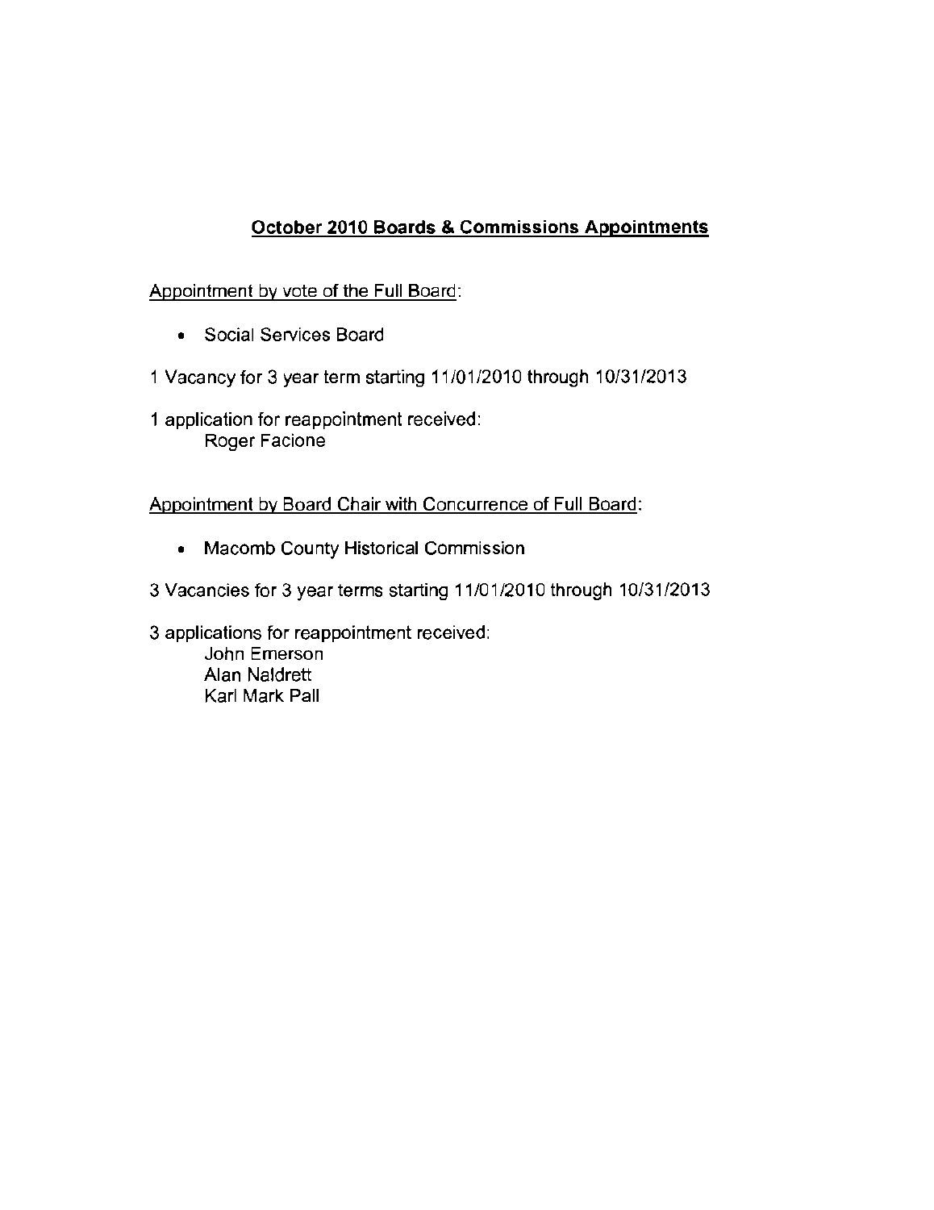## <u>October 2010 Boards & Commissions Appointments</u>

<u>Appointment by vote of the Full Board</u>:

- Social Services Board

1 Vacancy for 3 year term starting 11/01/2010 through 10/31/2013

1 application for reappointment received:
 Roger Facione

<u>Appointment by Board Chair with Concurrence of Full Board</u>:

- Macomb County Historical Commission

3 Vacancies for 3 year terms starting 11/01/2010 through 10/31/2013

3 applications for reappointment received:
 John Emerson
 Alan Naldrett
 Karl Mark Pall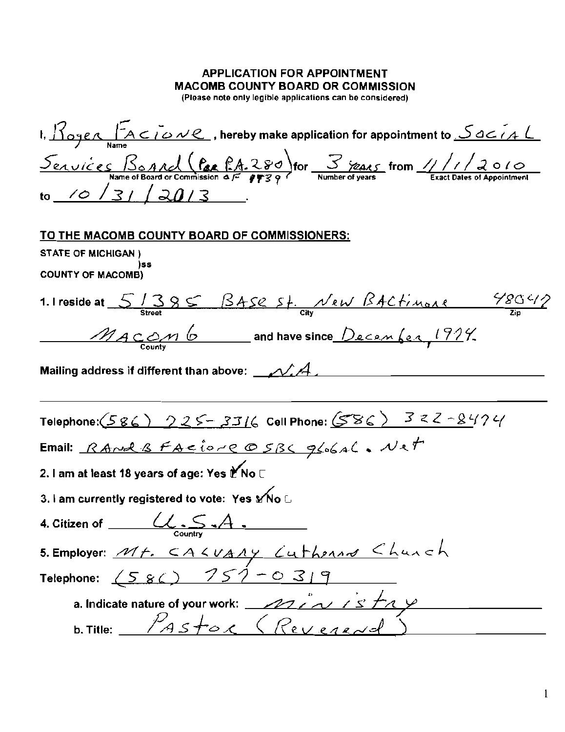# APPLICATION FOR APPOINTMENT
## MACOMB COUNTY BOARD OR COMMISSION

(Please note only legible applications can be considered)

I, Roger Facione (Name), hereby make application for appointment to Social Services Board (Per P.A. 280 of #1939) (Name of Board or Commission) for 3 years (Number of years) from 1/1/2010 (Exact Dates of Appointment) to 10/31/2013.

**TO THE MACOMB COUNTY BOARD OF COMMISSIONERS:**

**STATE OF MICHIGAN )**
**)ss**
**COUNTY OF MACOMB)**

1. I reside at 51385 Base St. (Street) New Baltimore (City) 48047 (Zip)

Macomb (County) and have since December, 1974.

Mailing address if different than above: N.A.

Telephone: (586) 725-3316 Cell Phone: (586) 322-8474

Email: RANDBFACIONE@SBCGLOBAL.NET

2. I am at least 18 years of age: Yes ☑ No ☐

3. I am currently registered to vote: Yes ☑ No ☐

4. Citizen of U.S.A. (Country)

5. Employer: Mt. Calvary Lutheran Church

Telephone: (586) 757-0319

   a. Indicate nature of your work: ministry

   b. Title: Pastor (Reverend)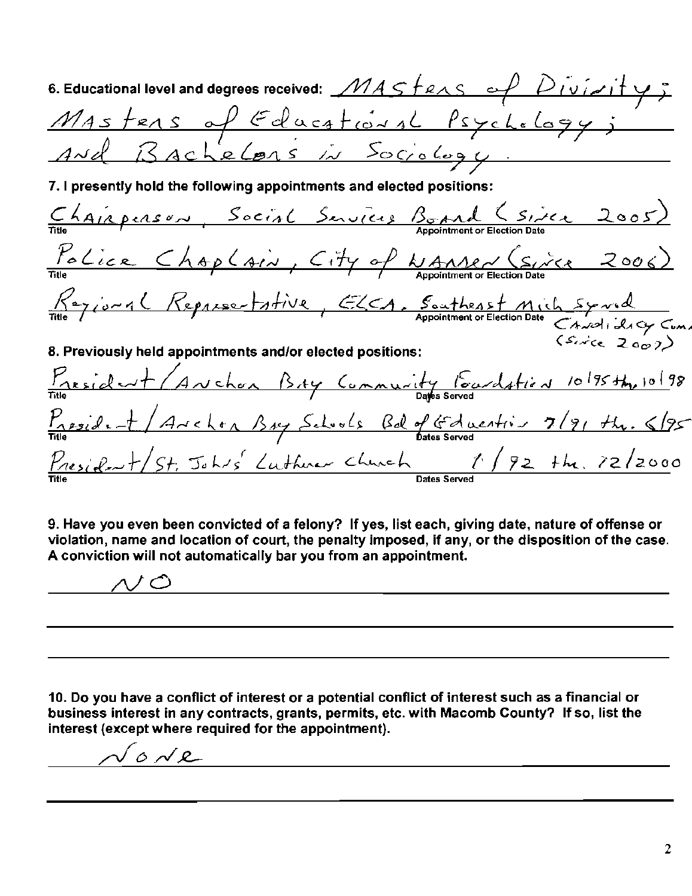6. Educational level and degrees received: MASters of Divinity; MAsters of Educational Psychology; And Bachelors in Sociology.

7. I presently hold the following appointments and elected positions:

| Title | Appointment or Election Date |
|---|---|
| Chairperson, Social Services Board | (since 2005) |
| Police Chaplain, City of Warren | (since 2006) |
| Regional Representative, ELCA, Southeast Mich Synod | Candidacy Comm (since 2007) |

8. Previously held appointments and/or elected positions:

| Title | Dates Served |
|---|---|
| President/Anchor Bay Community Foundation | 10/95 thru 10/98 |
| President/Anchor Bay Schools Bd of Education | 7/91 thru 6/95 |
| President/St. Johns' Lutheran Church | 1/92 thru 12/2000 |

9. Have you even been convicted of a felony? If yes, list each, giving date, nature of offense or violation, name and location of court, the penalty imposed, if any, or the disposition of the case. A conviction will not automatically bar you from an appointment.

NO

10. Do you have a conflict of interest or a potential conflict of interest such as a financial or business interest in any contracts, grants, permits, etc. with Macomb County? If so, list the interest (except where required for the appointment).

None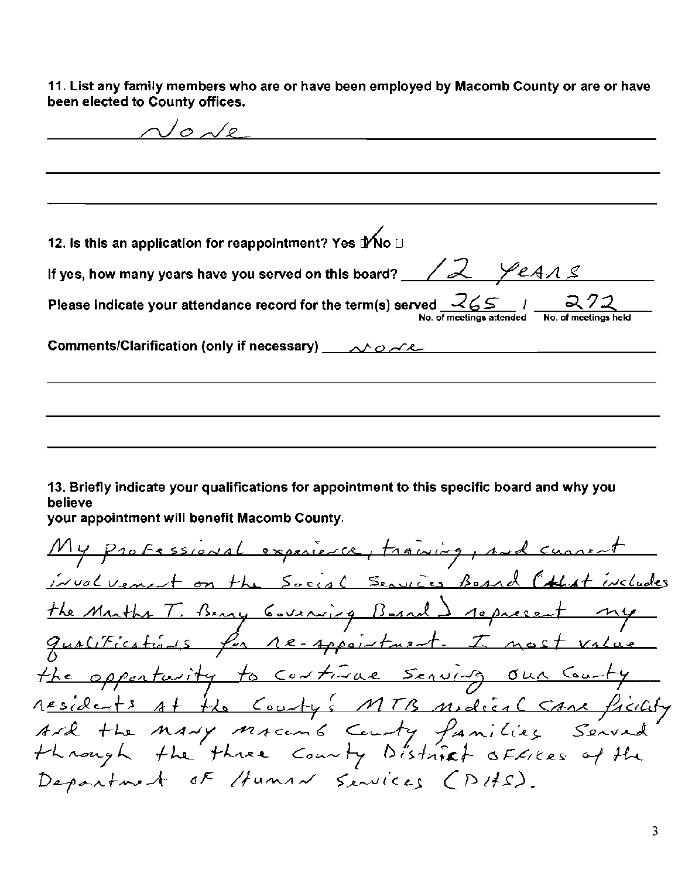**11. List any family members who are or have been employed by Macomb County or are or have been elected to County offices.**

None

**12. Is this an application for reappointment? Yes ☑ No ☐**

**If yes, how many years have you served on this board?** 12 years

**Please indicate your attendance record for the term(s) served** 265 / 272

No. of meetings attended / No. of meetings held

**Comments/Clarification (only if necessary)** none

**13. Briefly indicate your qualifications for appointment to this specific board and why you believe your appointment will benefit Macomb County.**

My professional experience, training, and current involvement on the Social Services Board (that includes the Martha T. Berry Governing Board) represent my qualifications for re-appointment. I most value the opportunity to continue serving our County residents at the County's MTB medical care facility and the many Macomb County families served through the three County District offices of the Department of Human Services (DHS).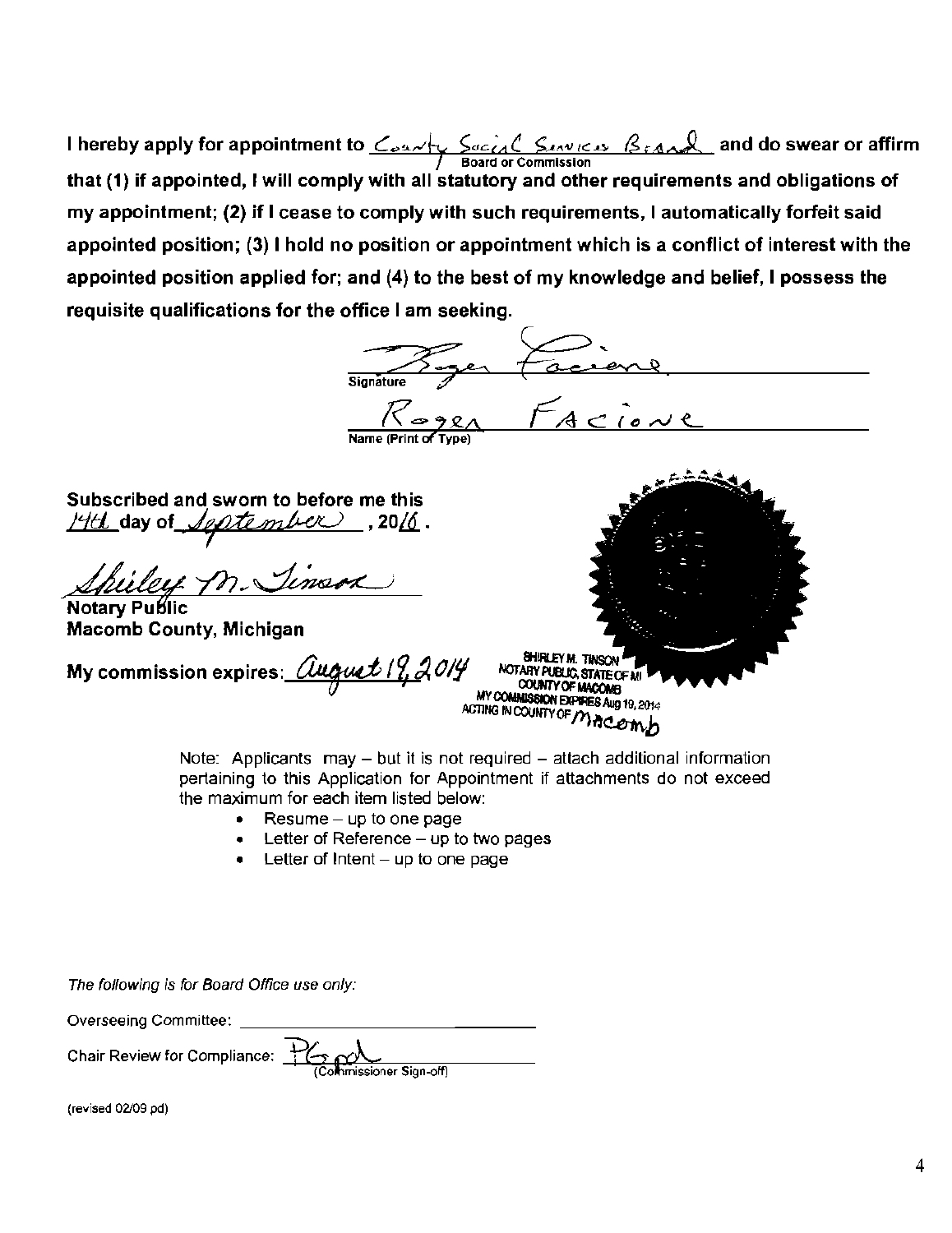**I hereby apply for appointment to** County Social Services Board **and do swear or affirm**
Board or Commission
**that (1) if appointed, I will comply with all statutory and other requirements and obligations of my appointment; (2) if I cease to comply with such requirements, I automatically forfeit said appointed position; (3) I hold no position or appointment which is a conflict of interest with the appointed position applied for; and (4) to the best of my knowledge and belief, I possess the requisite qualifications for the office I am seeking.**

Roger Facione
Signature

Roger Facione
Name (Print or Type)

**Subscribed and sworn to before me this** 14th **day of** September **, 20**16 **.**

Shirley M. Tinson
**Notary Public**
**Macomb County, Michigan**

**My commission expires:** August 19, 2014

SHIRLEY M. TINSON
NOTARY PUBLIC, STATE OF MI
COUNTY OF MACOMB
MY COMMISSION EXPIRES Aug 19, 2014
ACTING IN COUNTY OF Macomb

Note: Applicants may – but it is not required – attach additional information pertaining to this Application for Appointment if attachments do not exceed the maximum for each item listed below:

- Resume – up to one page
- Letter of Reference – up to two pages
- Letter of Intent – up to one page

*The following is for Board Office use only:*

Overseeing Committee: ____________________

Chair Review for Compliance: PG pd
(Commissioner Sign-off)

(revised 02/09 pd)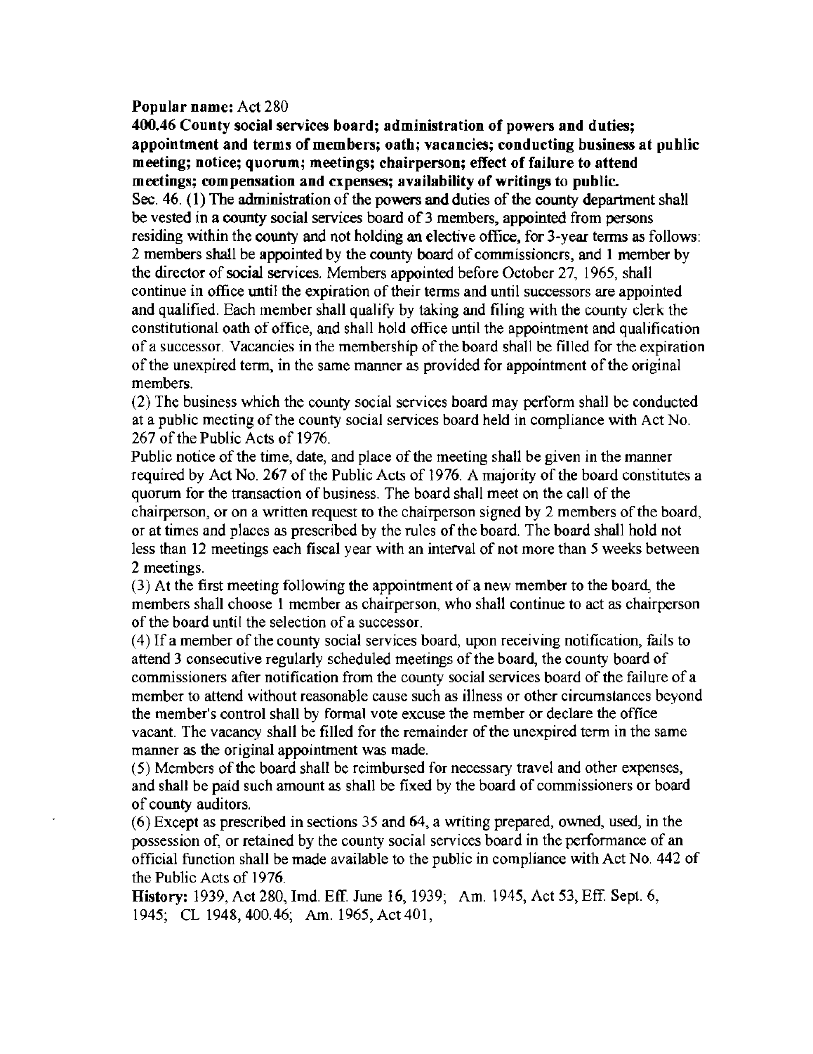**Popular name:** Act 280

**400.46 County social services board; administration of powers and duties; appointment and terms of members; oath; vacancies; conducting business at public meeting; notice; quorum; meetings; chairperson; effect of failure to attend meetings; compensation and expenses; availability of writings to public.**

Sec. 46. (1) The administration of the powers and duties of the county department shall be vested in a county social services board of 3 members, appointed from persons residing within the county and not holding an elective office, for 3-year terms as follows: 2 members shall be appointed by the county board of commissioners, and 1 member by the director of social services. Members appointed before October 27, 1965, shall continue in office until the expiration of their terms and until successors are appointed and qualified. Each member shall qualify by taking and filing with the county clerk the constitutional oath of office, and shall hold office until the appointment and qualification of a successor. Vacancies in the membership of the board shall be filled for the expiration of the unexpired term, in the same manner as provided for appointment of the original members.

(2) The business which the county social services board may perform shall be conducted at a public meeting of the county social services board held in compliance with Act No. 267 of the Public Acts of 1976.

Public notice of the time, date, and place of the meeting shall be given in the manner required by Act No. 267 of the Public Acts of 1976. A majority of the board constitutes a quorum for the transaction of business. The board shall meet on the call of the chairperson, or on a written request to the chairperson signed by 2 members of the board, or at times and places as prescribed by the rules of the board. The board shall hold not less than 12 meetings each fiscal year with an interval of not more than 5 weeks between 2 meetings.

(3) At the first meeting following the appointment of a new member to the board, the members shall choose 1 member as chairperson, who shall continue to act as chairperson of the board until the selection of a successor.

(4) If a member of the county social services board, upon receiving notification, fails to attend 3 consecutive regularly scheduled meetings of the board, the county board of commissioners after notification from the county social services board of the failure of a member to attend without reasonable cause such as illness or other circumstances beyond the member's control shall by formal vote excuse the member or declare the office vacant. The vacancy shall be filled for the remainder of the unexpired term in the same manner as the original appointment was made.

(5) Members of the board shall be reimbursed for necessary travel and other expenses, and shall be paid such amount as shall be fixed by the board of commissioners or board of county auditors.

(6) Except as prescribed in sections 35 and 64, a writing prepared, owned, used, in the possession of, or retained by the county social services board in the performance of an official function shall be made available to the public in compliance with Act No. 442 of the Public Acts of 1976.

**History:** 1939, Act 280, Imd. Eff. June 16, 1939; Am. 1945, Act 53, Eff. Sept. 6, 1945; CL 1948, 400.46; Am. 1965, Act 401,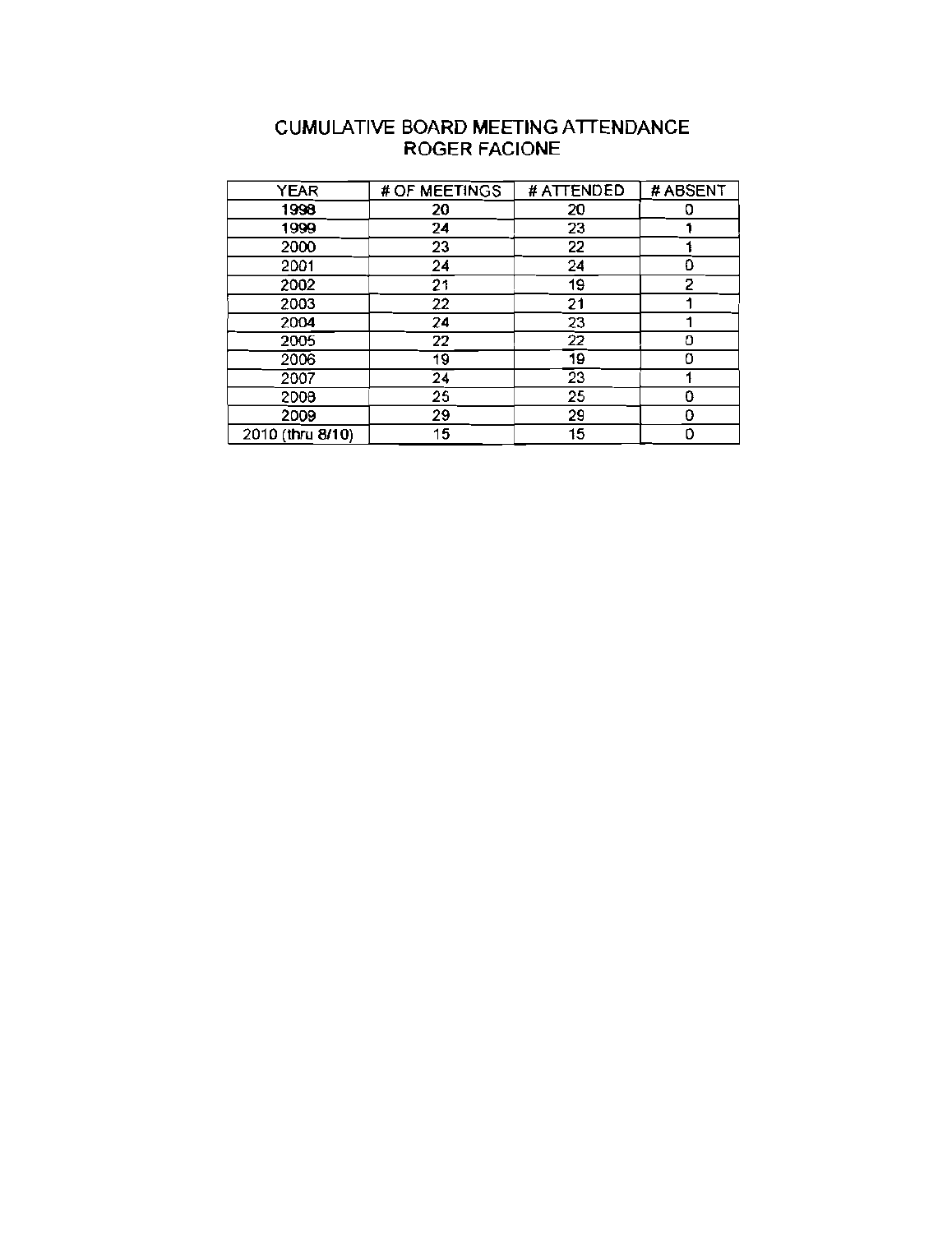# CUMULATIVE BOARD MEETING ATTENDANCE
## ROGER FACIONE

| YEAR | # OF MEETINGS | # ATTENDED | # ABSENT |
|---|---|---|---|
| 1998 | 20 | 20 | 0 |
| 1999 | 24 | 23 | 1 |
| 2000 | 23 | 22 | 1 |
| 2001 | 24 | 24 | 0 |
| 2002 | 21 | 19 | 2 |
| 2003 | 22 | 21 | 1 |
| 2004 | 24 | 23 | 1 |
| 2005 | 22 | 22 | 0 |
| 2006 | 19 | 19 | 0 |
| 2007 | 24 | 23 | 1 |
| 2008 | 25 | 25 | 0 |
| 2009 | 29 | 29 | 0 |
| 2010 (thru 8/10) | 15 | 15 | 0 |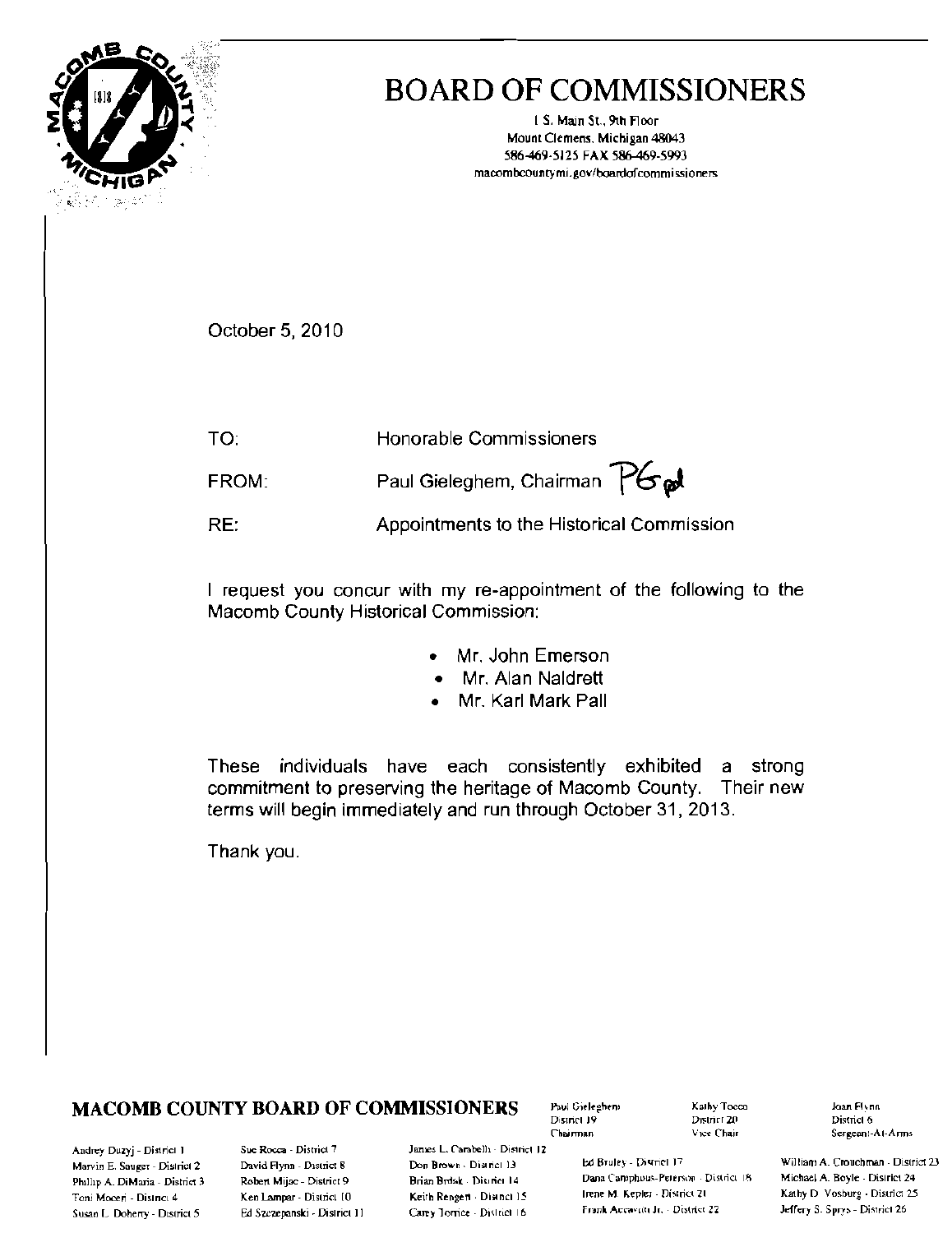# BOARD OF COMMISSIONERS

1 S. Main St., 9th Floor
Mount Clemens, Michigan 48043
586-469-5125 FAX 586-469-5993
macombcountymi.gov/boardofcommissioners

October 5, 2010

TO: Honorable Commissioners

FROM: Paul Gieleghem, Chairman PG pd

RE: Appointments to the Historical Commission

I request you concur with my re-appointment of the following to the Macomb County Historical Commission:

- Mr. John Emerson
- Mr. Alan Naldrett
- Mr. Karl Mark Pall

These individuals have each consistently exhibited a strong commitment to preserving the heritage of Macomb County. Their new terms will begin immediately and run through October 31, 2013.

Thank you.

**MACOMB COUNTY BOARD OF COMMISSIONERS**

Paul Gieleghem, District 19, Chairman
Kathy Tocco, District 20, Vice Chair
Joan Flynn, District 6, Sergeant-At-Arms

Andrey Duzyj - District 1
Marvin E. Sauger - District 2
Phillip A. DiMaria - District 3
Toni Moceri - District 4
Susan L. Doherty - District 5
Sue Rocca - District 7
David Flynn - District 8
Robert Mijac - District 9
Ken Lampar - District 10
Ed Szczepanski - District 11
James L. Carabelli - District 12
Don Brown - District 13
Brian Brdak - District 14
Keith Rengert - District 15
Carey Torrice - District 16
Ed Bruley - District 17
Dana Camphous-Peterson - District 18
Irene M. Kepler - District 21
Frank Accavitti Jr. - District 22
William A. Crouchman - District 23
Michael A. Boyle - District 24
Kathy D. Vosburg - District 25
Jeffery S. Sprys - District 26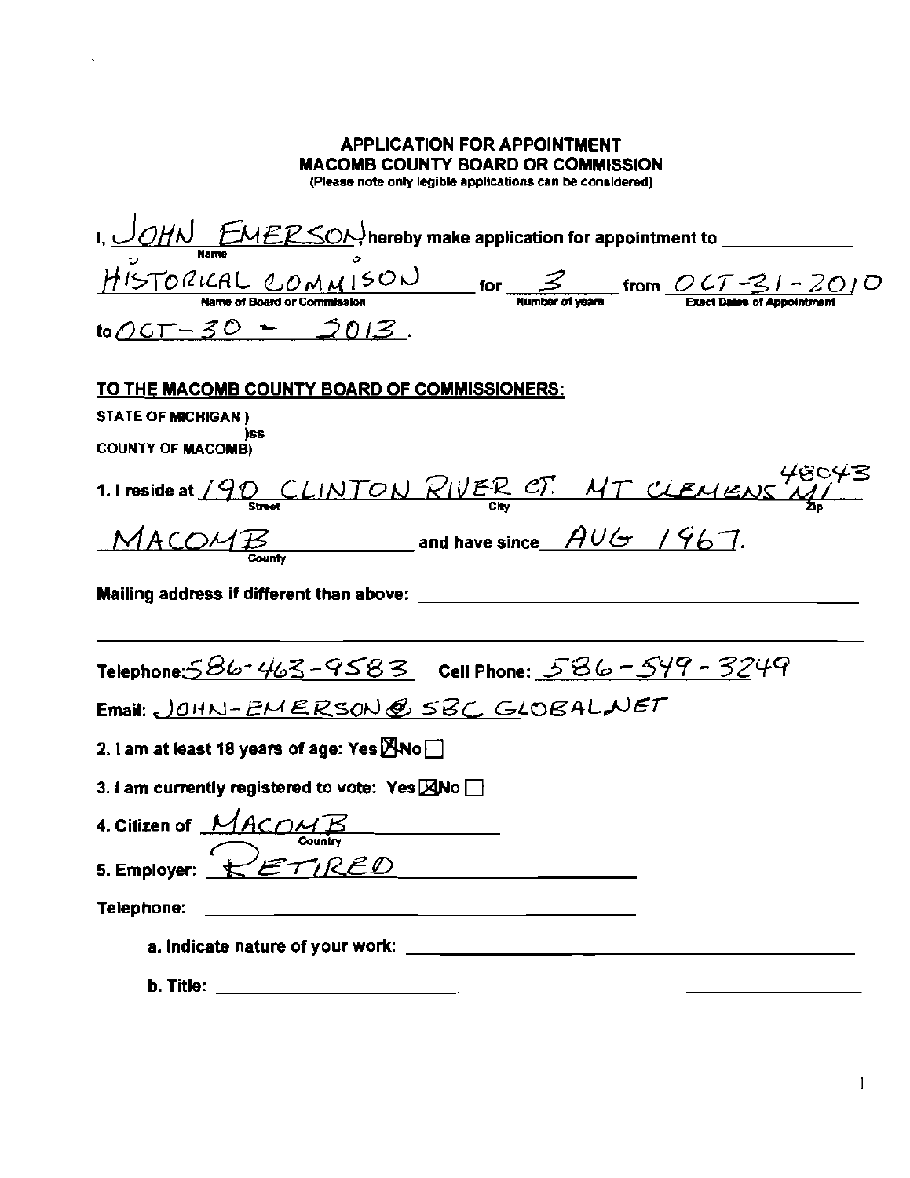# APPLICATION FOR APPOINTMENT
## MACOMB COUNTY BOARD OR COMMISSION

(Please note only legible applications can be considered)

I, JOHN EMERSON hereby make application for appointment to HISTORICAL COMMISON for 3 from OCT-31-2010 to OCT-30 - 2013.

(Name) (Name of Board or Commission) (Number of years) (Exact Dates of Appointment)

**TO THE MACOMB COUNTY BOARD OF COMMISSIONERS:**

STATE OF MICHIGAN )
)ss
COUNTY OF MACOMB)

1. I reside at 190 CLINTON RIVER CT. MT CLEMENS MI 48043
(Street) (City) (Zip)

MACOMB (County) and have since AUG 1967.

Mailing address if different than above: ______________________

Telephone: 586-463-9583 Cell Phone: 586-549-3249

Email: JOHN-EMERSON@SBC GLOBAL.NET

2. I am at least 18 years of age: Yes ☒ No ☐

3. I am currently registered to vote: Yes ☒ No ☐

4. Citizen of MACOMB (Country)

5. Employer: RETIRED

Telephone: ______________________

a. Indicate nature of your work: ______________________

b. Title: ______________________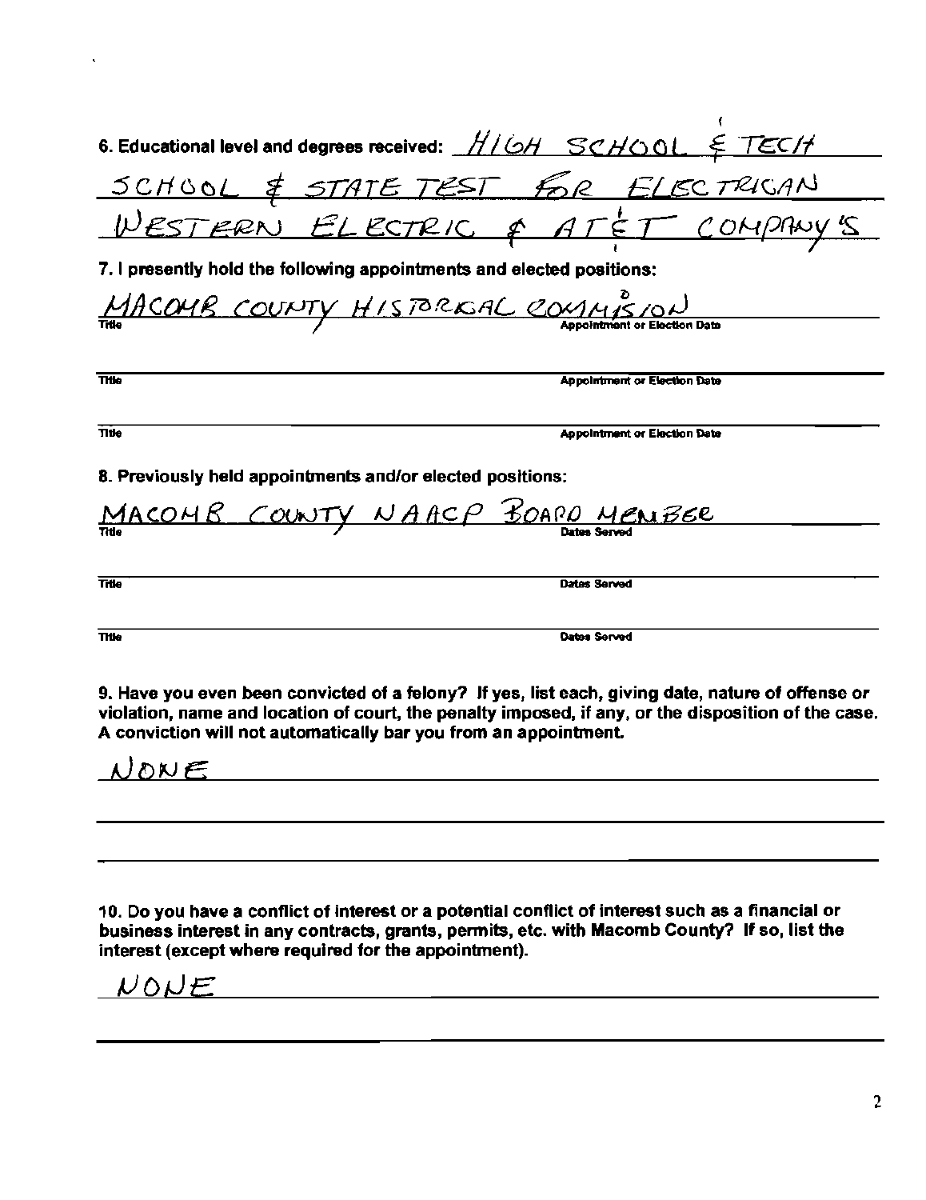6. Educational level and degrees received: HIGH SCHOOL & TECH SCHOOL & STATE TEST FOR ELECTRICAN WESTERN ELECTRIC & AT&T COMPANY'S

7. I presently hold the following appointments and elected positions:

MACOMB COUNTY HISTORICAL COMMISSION

Title | Appointment or Election Date

Title | Appointment or Election Date

Title | Appointment or Election Date

8. Previously held appointments and/or elected positions:

MACOMB COUNTY NAACP BOARD MEMBER

Title | Dates Served

Title | Dates Served

Title | Dates Served

9. Have you even been convicted of a felony? If yes, list each, giving date, nature of offense or violation, name and location of court, the penalty imposed, if any, or the disposition of the case. A conviction will not automatically bar you from an appointment.

NONE

10. Do you have a conflict of interest or a potential conflict of interest such as a financial or business interest in any contracts, grants, permits, etc. with Macomb County? If so, list the interest (except where required for the appointment).

NONE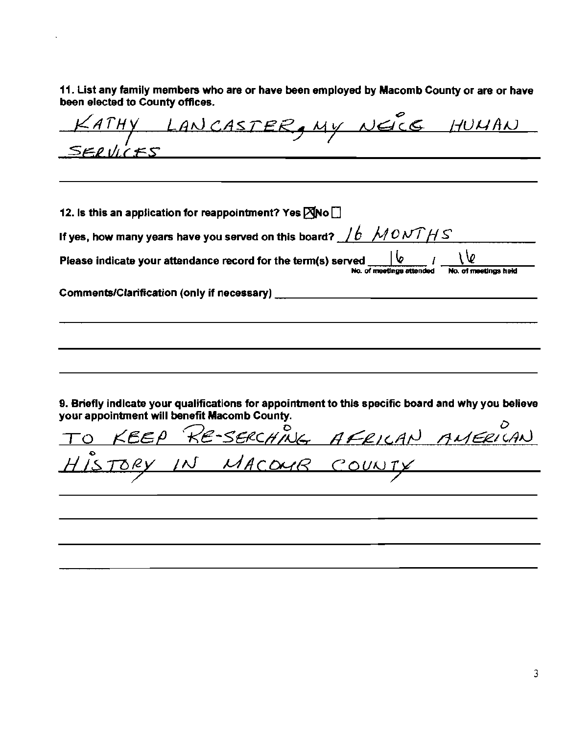**11. List any family members who are or have been employed by Macomb County or are or have been elected to County offices.**

KATHY LANCASTER, MY NEICE HUMAN SERVICES

**12. Is this an application for reappointment? Yes ☒ No ☐**

**If yes, how many years have you served on this board?** 16 MONTHS

**Please indicate your attendance record for the term(s) served** 16 / 16

No. of meetings attended / No. of meetings held

**Comments/Clarification (only if necessary)** \_\_\_\_\_\_\_\_\_\_\_\_\_\_\_\_\_\_\_\_\_\_\_\_

**9. Briefly indicate your qualifications for appointment to this specific board and why you believe your appointment will benefit Macomb County.**

TO KEEP RE-SERCHING AFRICAN AMERICAN HISTORY IN MACOMB COUNTY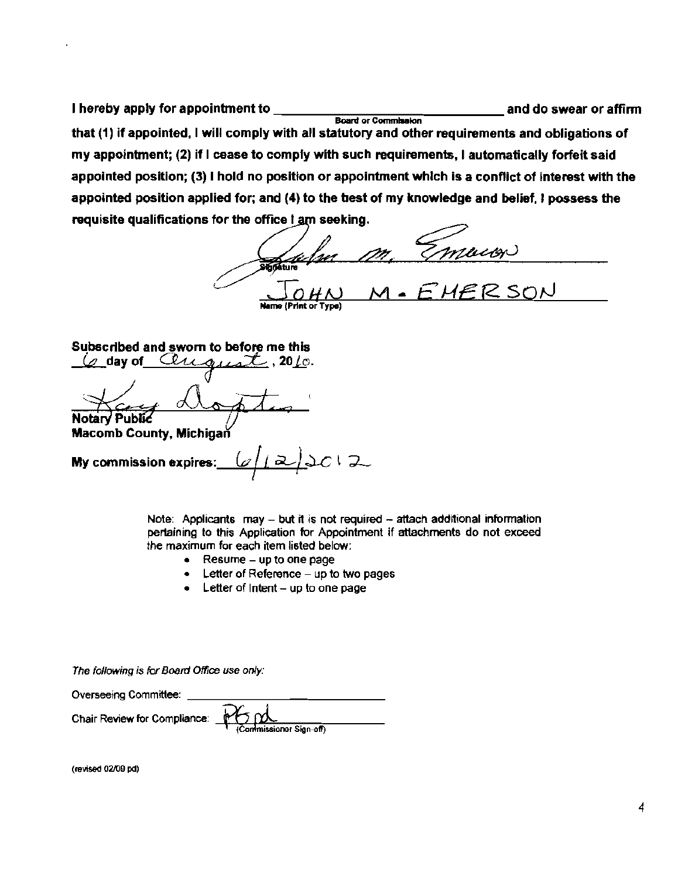**I hereby apply for appointment to \_\_\_\_\_\_\_\_\_\_\_\_\_\_\_\_\_\_\_\_\_\_\_\_\_\_\_\_\_\_ and do swear or affirm**

Board or Commission

**that (1) if appointed, I will comply with all statutory and other requirements and obligations of my appointment; (2) if I cease to comply with such requirements, I automatically forfeit said appointed position; (3) I hold no position or appointment which is a conflict of interest with the appointed position applied for; and (4) to the best of my knowledge and belief, I possess the requisite qualifications for the office I am seeking.**

John M. Emerson
Signature

JOHN M. EMERSON
Name (Print or Type)

**Subscribed and sworn to before me this**
**6 day of August, 2010.**

Kay Dopta
**Notary Public**
**Macomb County, Michigan**

**My commission expires:** 6/12/2012

Note: Applicants may – but it is not required – attach additional information pertaining to this Application for Appointment if attachments do not exceed the maximum for each item listed below:

- Resume – up to one page
- Letter of Reference – up to two pages
- Letter of Intent – up to one page

*The following is for Board Office use only:*

Overseeing Committee: \_\_\_\_\_\_\_\_\_\_\_\_\_\_\_\_\_\_\_\_\_\_\_\_\_\_\_\_\_\_

Chair Review for Compliance: PG pd
(Commissioner Sign-off)

(revised 02/09 pd)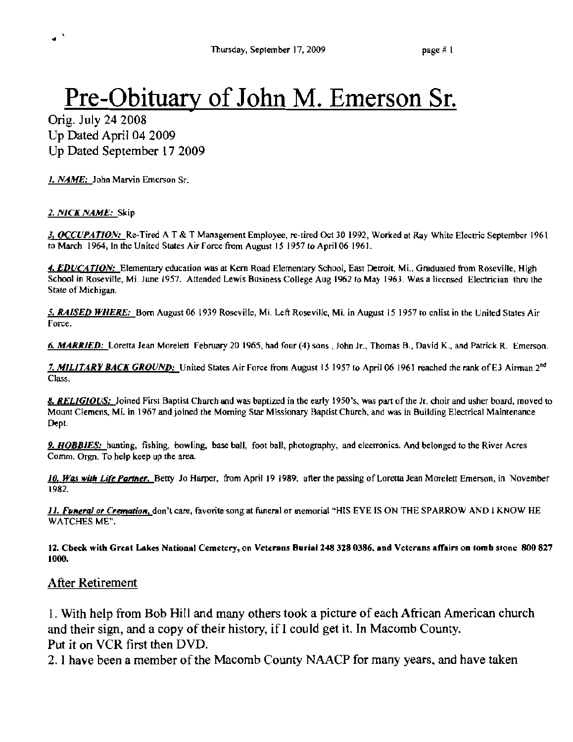# Pre-Obituary of John M. Emerson Sr.

Orig. July 24 2008
Up Dated April 04 2009
Up Dated September 17 2009

*1. NAME:* John Marvin Emerson Sr.

*2. NICK NAME:* Skip

*3. OCCUPATION:* Re-Tired A T & T Management Employee, re-tired Oct 30 1992, Worked at Ray White Electric September 1961 to March 1964, In the United States Air Force from August 15 1957 to April 06 1961.

*4. EDUCATION:* Elementary education was at Kern Road Elementary School, East Detroit, Mi.. Graduated from Roseville, High School in Roseville, Mi. June 1957. Attended Lewis Business College Aug 1962 to May 1963. Was a licensed Electrician thru the State of Michigan.

*5. RAISED WHERE:* Born August 06 1939 Roseville, Mi. Left Roseville, Mi. in August 15 1957 to enlist in the United States Air Force.

*6. MARRIED:* Loretta Jean Morelett February 20 1965, had four (4) sons , John Jr., Thomas B., David K., and Patrick R. Emerson.

*7. MILITARY BACK GROUND:* United States Air Force from August 15 1957 to April 06 1961 reached the rank of E3 Airman 2nd Class.

*8. RELIGIOUS:* Joined First Baptist Church and was baptized in the early 1950's, was part of the Jr. choir and usher board, moved to Mount Clemens, Mi. in 1967 and joined the Morning Star Missionary Baptist Church, and was in Building Electrical Maintenance Dept.

*9. HOBBIES:* hunting, fishing, bowling, base ball, foot ball, photography, and electronics. And belonged to the River Acres Comm. Orgn. To help keep up the area.

*10. Was with Life Partner,* Betty Jo Harper, from April 19 1989. after the passing of Loretta Jean Morelett Emerson, in November 1982.

*11. Funeral or Cremation,* don't care, favorite song at funeral or memorial "HIS EYE IS ON THE SPARROW AND I KNOW HE WATCHES ME".

**12. Check with Great Lakes National Cemetery, on Veterans Burial 248 328 0386, and Veterans affairs on tomb stone 800 827 1000.**

## After Retirement

1. With help from Bob Hill and many others took a picture of each African American church and their sign, and a copy of their history, if I could get it. In Macomb County. Put it on VCR first then DVD.
2. I have been a member of the Macomb County NAACP for many years, and have taken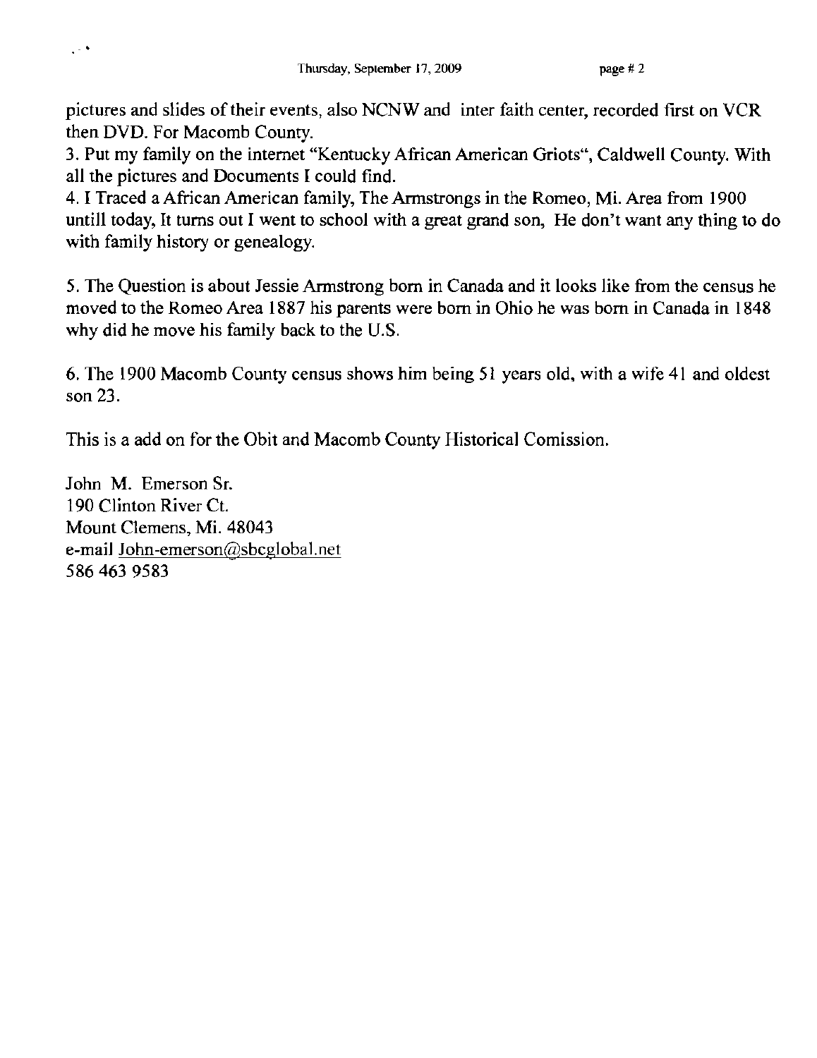pictures and slides of their events, also NCNW and inter faith center, recorded first on VCR then DVD. For Macomb County.

3. Put my family on the internet "Kentucky African American Griots", Caldwell County. With all the pictures and Documents I could find.

4. I Traced a African American family, The Armstrongs in the Romeo, Mi. Area from 1900 untill today, It turns out I went to school with a great grand son, He don't want any thing to do with family history or genealogy.

5. The Question is about Jessie Armstrong born in Canada and it looks like from the census he moved to the Romeo Area 1887 his parents were born in Ohio he was born in Canada in 1848 why did he move his family back to the U.S.

6. The 1900 Macomb County census shows him being 51 years old, with a wife 41 and oldest son 23.

This is a add on for the Obit and Macomb County Historical Comission.

John M. Emerson Sr.
190 Clinton River Ct.
Mount Clemens, Mi. 48043
e-mail John-emerson@sbcglobal.net
586 463 9583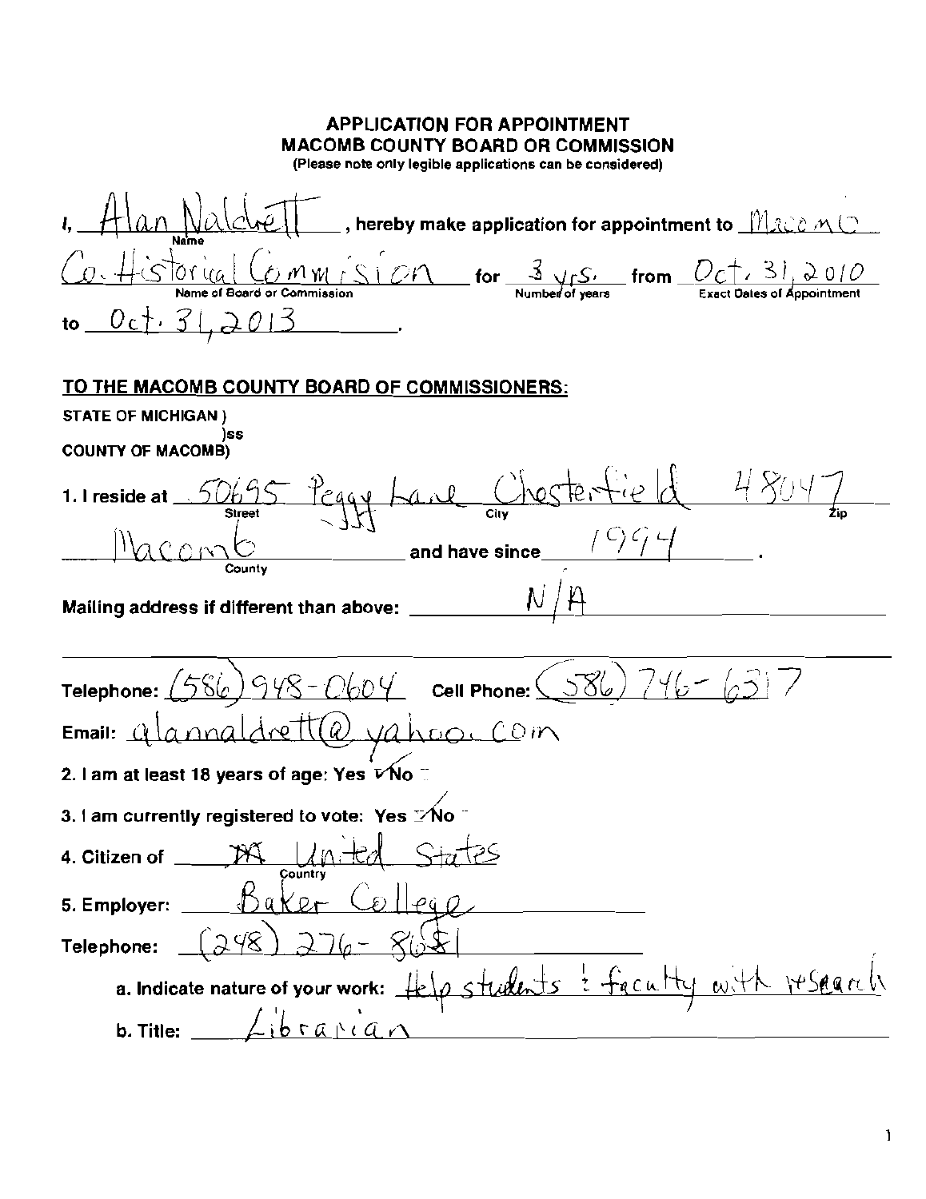# APPLICATION FOR APPOINTMENT
## MACOMB COUNTY BOARD OR COMMISSION
(Please note only legible applications can be considered)

I, Alan Naldrett (Name), hereby make application for appointment to Macomb Co. Historical Commision (Name of Board or Commission) for 3 yrs. (Number of years) from Oct. 31, 2010 (Exact Dates of Appointment) to Oct. 31, 2013.

**TO THE MACOMB COUNTY BOARD OF COMMISSIONERS:**

STATE OF MICHIGAN )
)ss
COUNTY OF MACOMB)

1. I reside at 50695 Peggy Lane (Street) Chesterfield (City) 48047 (Zip) Macomb (County) and have since 1994.

Mailing address if different than above: N/A

Telephone: (586) 948-0604 Cell Phone: (586) 746-6317

Email: alannaldrett@yahoo.com

2. I am at least 18 years of age: Yes ✓ No ☐

3. I am currently registered to vote: Yes ✓ No ☐

4. Citizen of United States (Country)

5. Employer: Baker College

Telephone: (248) 276-8651

a. Indicate nature of your work: Help students & faculty with research

b. Title: Librarian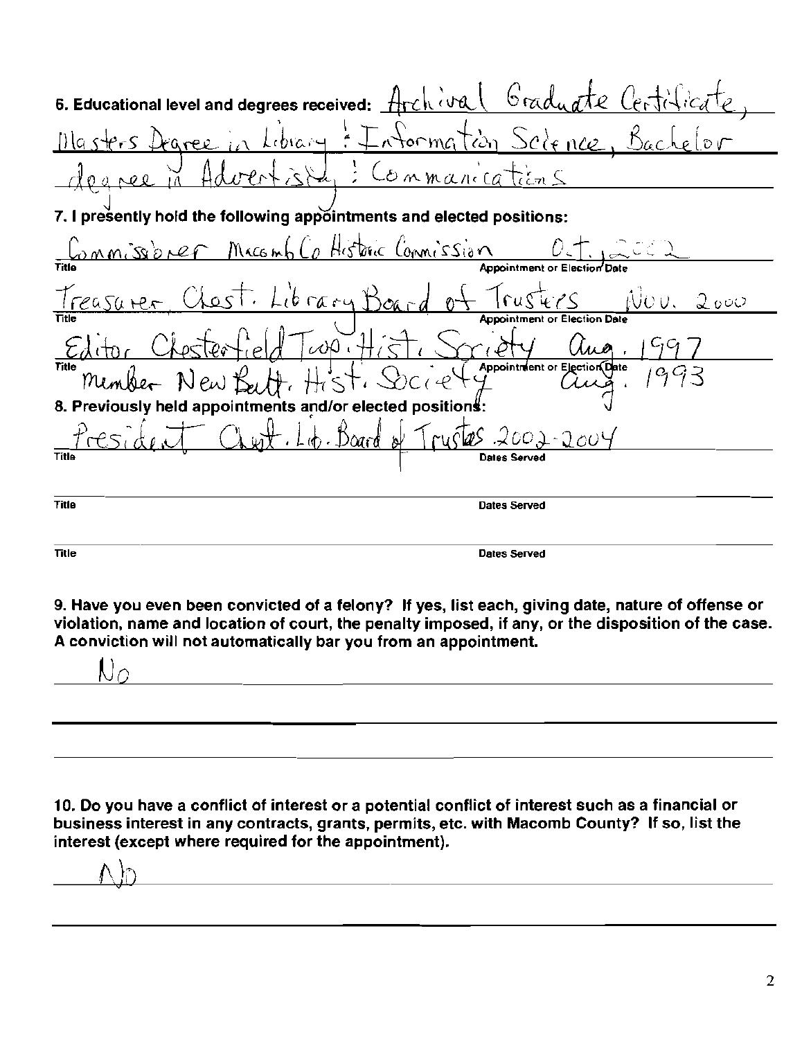**6. Educational level and degrees received:** Archival Graduate Certificate, Masters Degree in Library & Information Science, Bachelor degree in Advertising & Communications

**7. I presently hold the following appointments and elected positions:**

| Title | Appointment or Election Date |
|---|---|
| Commissioner Macomb Co Historic Commission | Oct. 2002 |
| Treasurer Chest. Library Board of Trustees | Nov. 2000 |
| Editor Chesterfield Twp. Hist. Society | Aug. 1997 |
| member New Balt. Hist. Society | Aug. 1993 |

**8. Previously held appointments and/or elected positions:**

| Title | Dates Served |
|---|---|
| President Chest. Lib. Board of Trustees | 2002-2004 |
| | |
| | |

**9. Have you even been convicted of a felony? If yes, list each, giving date, nature of offense or violation, name and location of court, the penalty imposed, if any, or the disposition of the case. A conviction will not automatically bar you from an appointment.**

No

**10. Do you have a conflict of interest or a potential conflict of interest such as a financial or business interest in any contracts, grants, permits, etc. with Macomb County? If so, list the interest (except where required for the appointment).**

No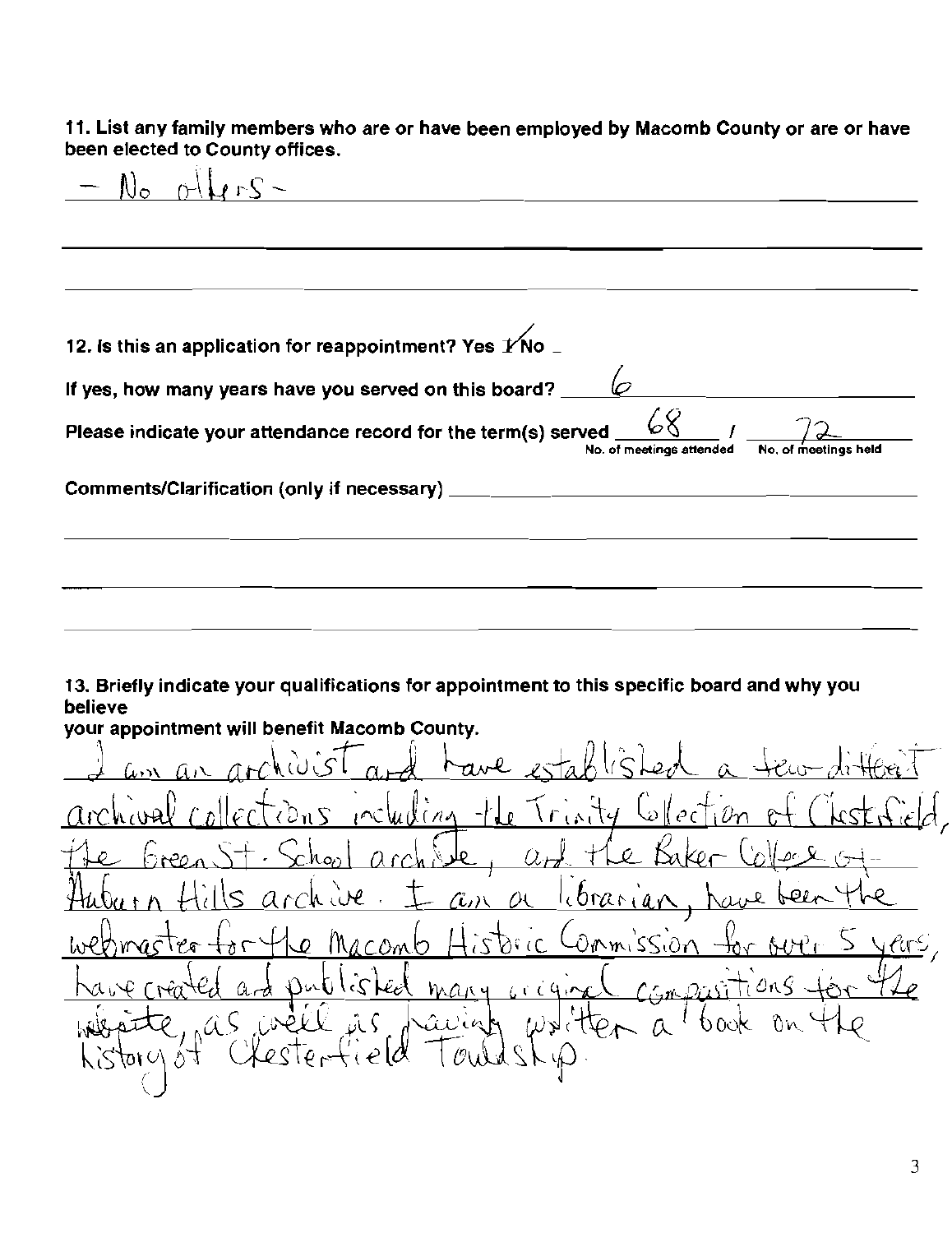**11. List any family members who are or have been employed by Macomb County or are or have been elected to County offices.**

– No others –

**12. Is this an application for reappointment? Yes ✓ No \_**

**If yes, how many years have you served on this board?** 6

**Please indicate your attendance record for the term(s) served** 68 / 72

No. of meetings attended / No. of meetings held

**Comments/Clarification (only if necessary)**

**13. Briefly indicate your qualifications for appointment to this specific board and why you believe your appointment will benefit Macomb County.**

I am an archivist and have established a few different archival collections including the Trinity Collection of Chesterfield, the Green St. School archive, and the Baker College of Auburn Hills archive. I am a librarian, have been the webmaster for the Macomb Historic Commission for over 5 years, have created and published many original compositions for the website, as well as having written a book on the history of Chesterfield Township.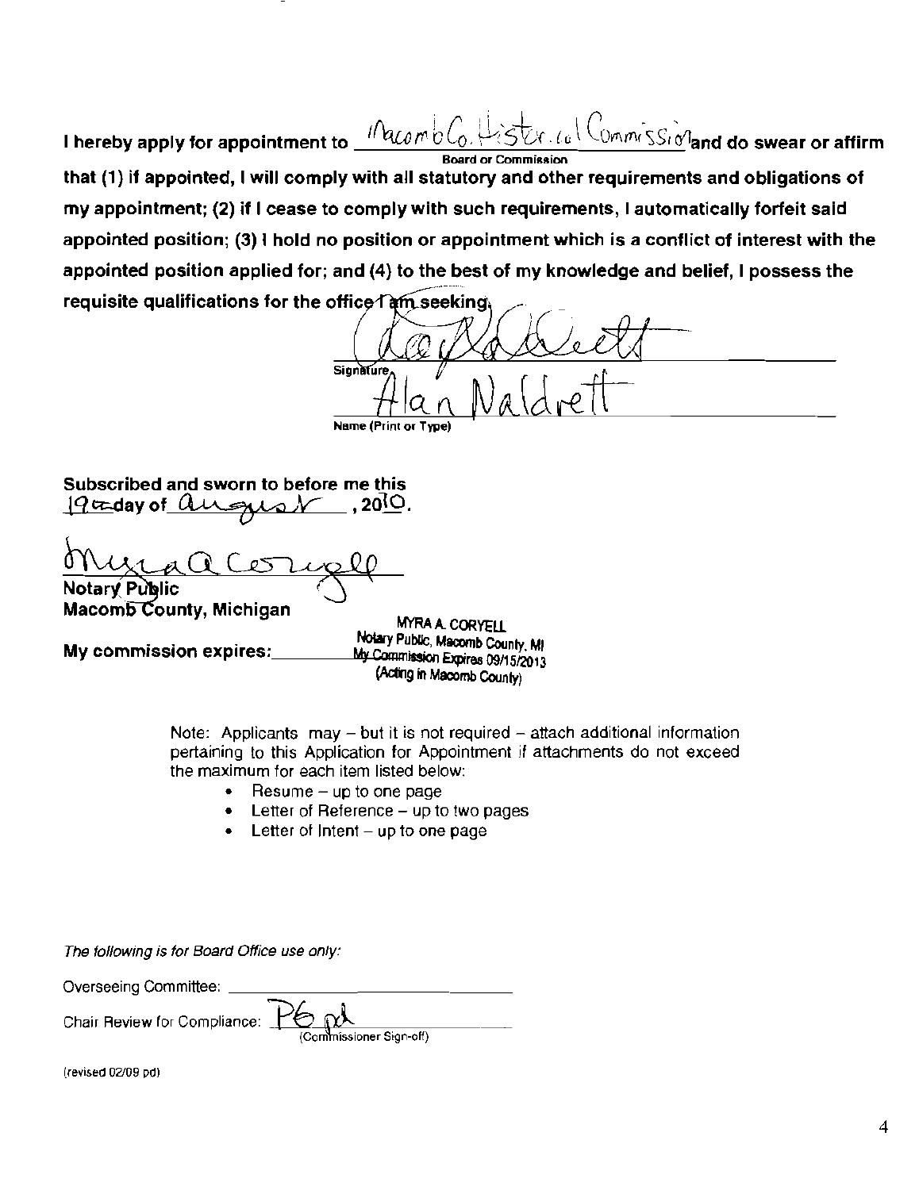I hereby apply for appointment to Macomb Co. Historical Commission and do swear or affirm

Board or Commission

**that (1) if appointed, I will comply with all statutory and other requirements and obligations of my appointment; (2) if I cease to comply with such requirements, I automatically forfeit said appointed position; (3) I hold no position or appointment which is a conflict of interest with the appointed position applied for; and (4) to the best of my knowledge and belief, I possess the requisite qualifications for the office I am seeking.**

Signature

Alan Naldrett

Name (Print or Type)

**Subscribed and sworn to before me this 19th day of August, 2010.**

Myra A Coryell

**Notary Public**

**Macomb County, Michigan**

**My commission expires:** MYRA A. CORYELL Notary Public, Macomb County, MI My Commission Expires 09/15/2013 (Acting in Macomb County)

Note: Applicants may – but it is not required – attach additional information pertaining to this Application for Appointment if attachments do not exceed the maximum for each item listed below:

- Resume – up to one page
- Letter of Reference – up to two pages
- Letter of Intent – up to one page

*The following is for Board Office use only:*

Overseeing Committee: ______________________

Chair Review for Compliance: PG pd

(Commissioner Sign-off)

(revised 02/09 pd)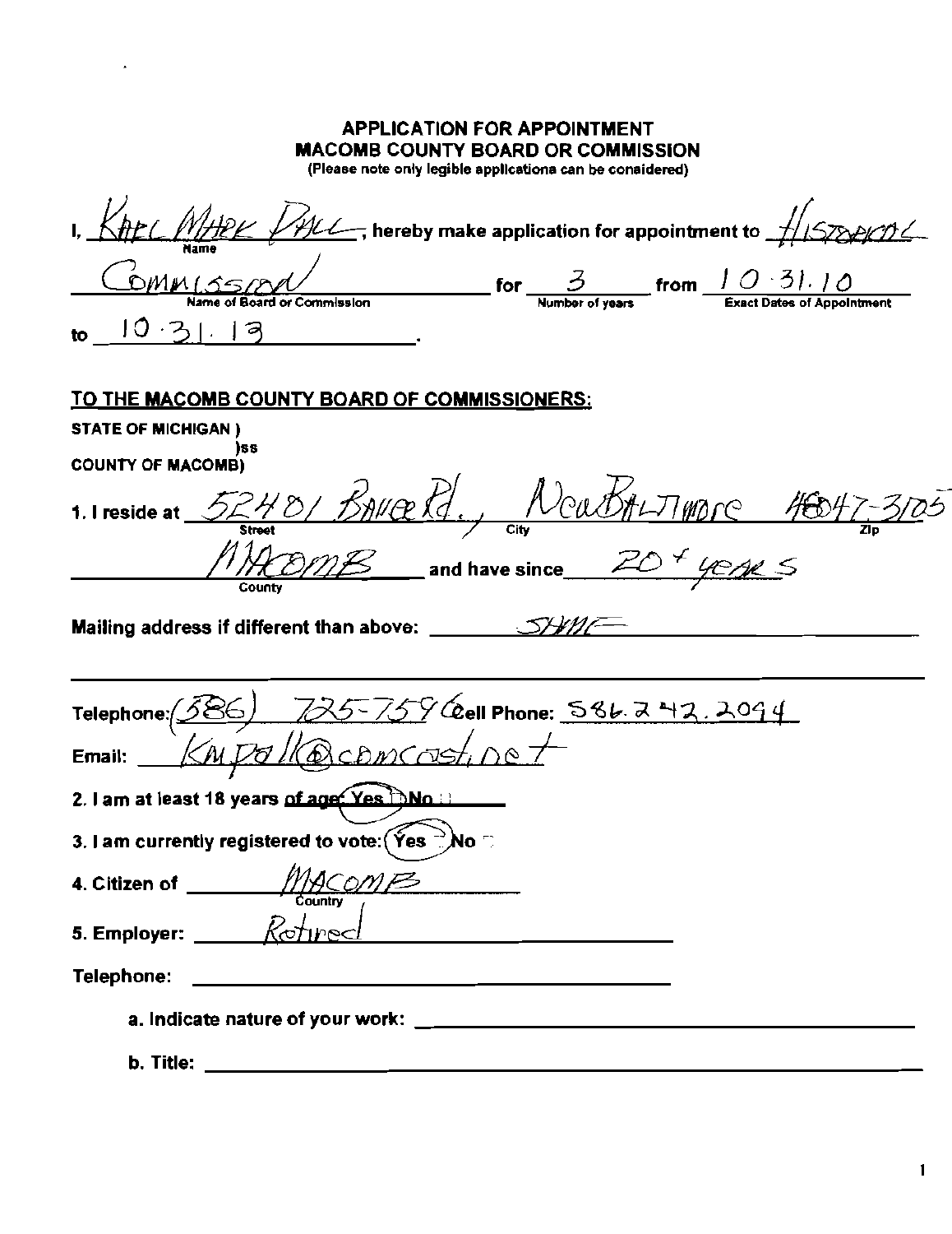## APPLICATION FOR APPOINTMENT
## MACOMB COUNTY BOARD OR COMMISSION

(Please note only legible applications can be considered)

I, Karl Mark Dall (Name), hereby make application for appointment to Historical Commission (Name of Board or Commission) for 3 (Number of years) from 10.31.10 (Exact Dates of Appointment) to 10.31.13.

**TO THE MACOMB COUNTY BOARD OF COMMISSIONERS:**

**STATE OF MICHIGAN )**
**)ss**
**COUNTY OF MACOMB)**

1. I reside at 52401 Bauer Rd. (Street), New Baltimore (City) 48047-3105 (Zip)
Macomb (County) and have since 20+ years

Mailing address if different than above: Same

Telephone: (586) 725-7596 Cell Phone: 586.242.2094

Email: kmpall@comcast.net

2. I am at least 18 years of age: Yes ☒ No ☐

3. I am currently registered to vote: Yes ☒ No ☐

4. Citizen of Macomb (Country)

5. Employer: Retired

Telephone:

a. Indicate nature of your work:

b. Title: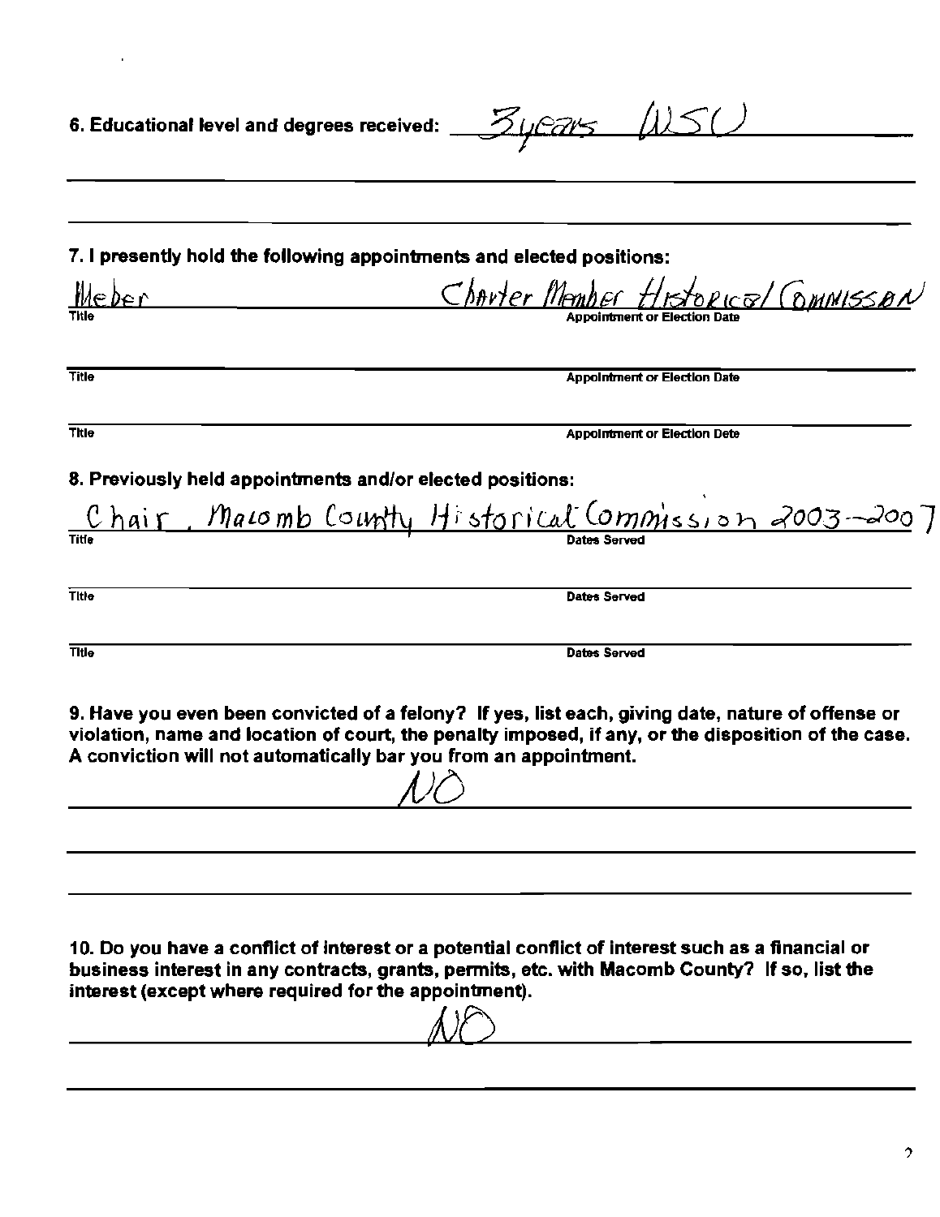6. Educational level and degrees received: 3 years WSU

7. I presently hold the following appointments and elected positions:

| Title | Appointment or Election Date |
|---|---|
| Member | Charter Member Historical Commission |
| | |
| | |

8. Previously held appointments and/or elected positions:

| Title | Dates Served |
|---|---|
| Chair, Macomb County Historical Commission | 2003-2007 |
| | |
| | |

9. Have you even been convicted of a felony? If yes, list each, giving date, nature of offense or violation, name and location of court, the penalty imposed, if any, or the disposition of the case. A conviction will not automatically bar you from an appointment.

NO

10. Do you have a conflict of interest or a potential conflict of interest such as a financial or business interest in any contracts, grants, permits, etc. with Macomb County? If so, list the interest (except where required for the appointment).

NO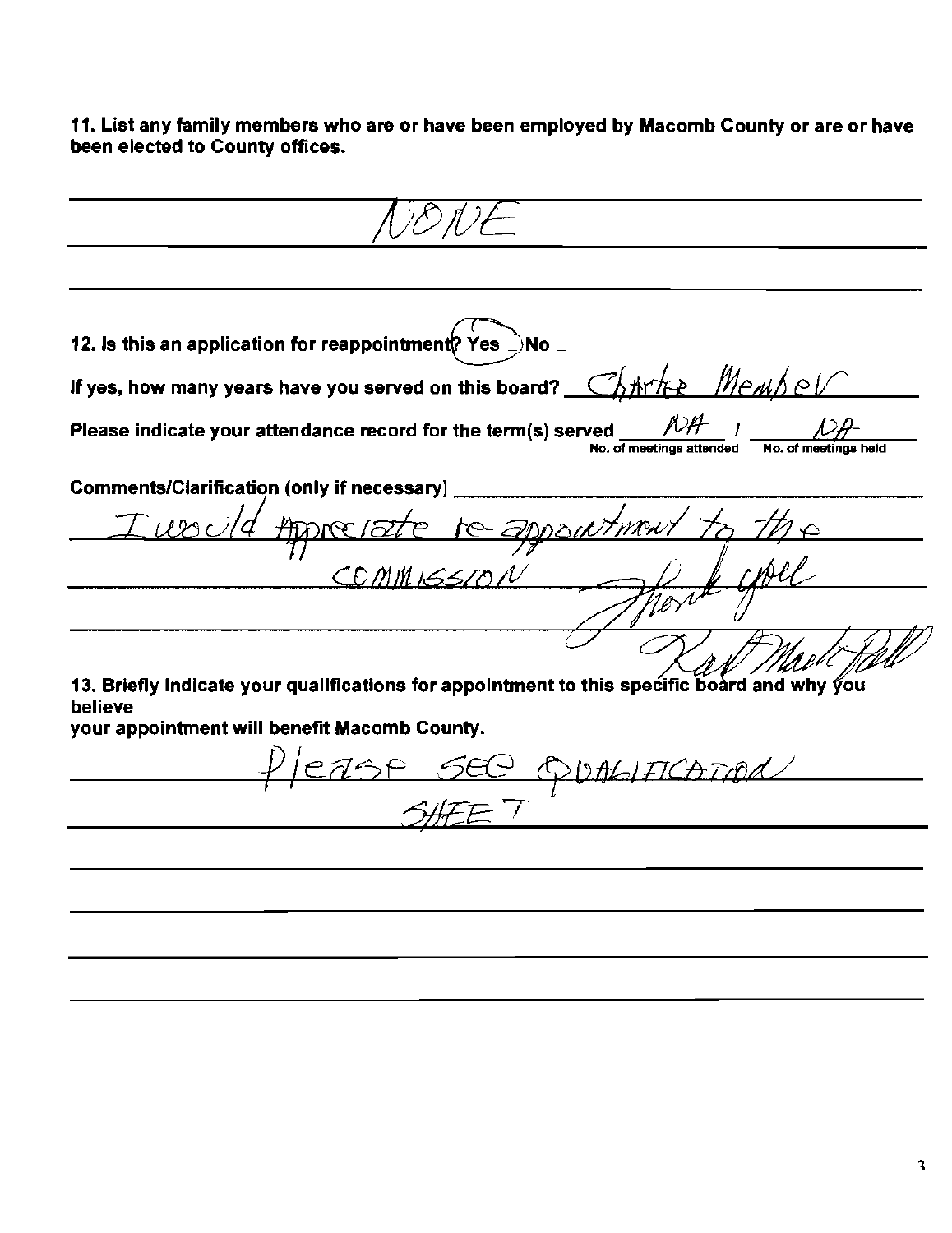**11. List any family members who are or have been employed by Macomb County or are or have been elected to County offices.**

NONE

**12. Is this an application for reappointment? Yes ☐ No ☐** (Yes circled)

**If yes, how many years have you served on this board?** Charter Member

**Please indicate your attendance record for the term(s) served** NA / NA
No. of meetings attended / No. of meetings held

**Comments/Clarification (only if necessary)**

I would appreciate re-appointment to the COMMISSION Thank you

Karl Mark Hall

**13. Briefly indicate your qualifications for appointment to this specific board and why you believe your appointment will benefit Macomb County.**

Please see QUALIFICATION SHEET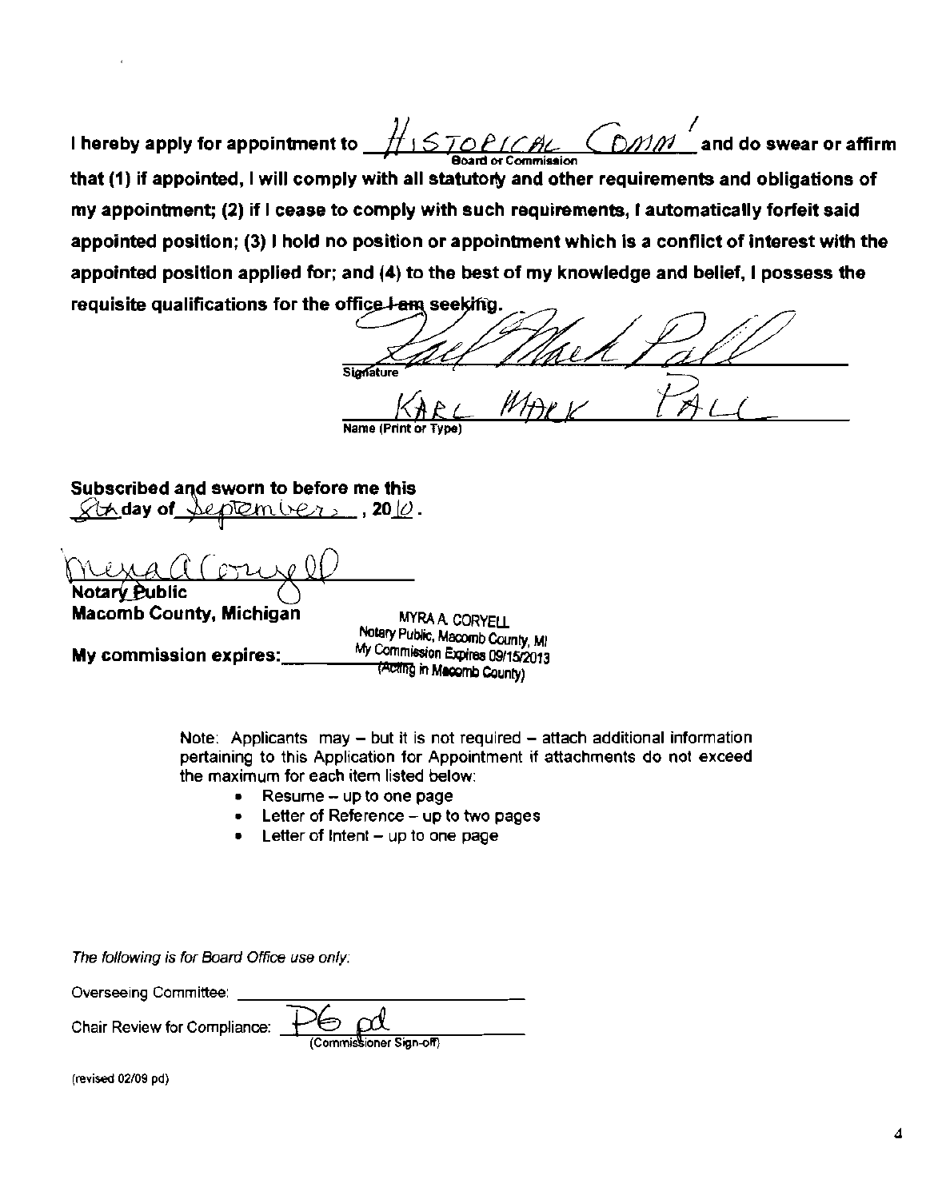**I hereby apply for appointment to** HISTORICAL COMM' **and do swear or affirm that (1) if appointed, I will comply with all statutory and other requirements and obligations of my appointment; (2) if I cease to comply with such requirements, I automatically forfeit said appointed position; (3) I hold no position or appointment which is a conflict of interest with the appointed position applied for; and (4) to the best of my knowledge and belief, I possess the requisite qualifications for the office I am seeking.**

Board or Commission

Signature

KARL MARK PALL

Name (Print or Type)

**Subscribed and sworn to before me this** 8th **day of** September **, 20**10**.**

**Notary Public**
**Macomb County, Michigan**

**My commission expires:**

MYRA A. CORYELL
Notary Public, Macomb County, MI
My Commission Expires 09/15/2013
(Acting in Macomb County)

Note: Applicants may – but it is not required – attach additional information pertaining to this Application for Appointment if attachments do not exceed the maximum for each item listed below:

- Resume – up to one page
- Letter of Reference – up to two pages
- Letter of Intent – up to one page

*The following is for Board Office use only:*

Overseeing Committee: \_\_\_\_\_\_\_\_\_\_\_\_\_\_\_\_\_\_\_\_\_\_

Chair Review for Compliance: PG pd
(Commissioner Sign-off)

(revised 02/09 pd)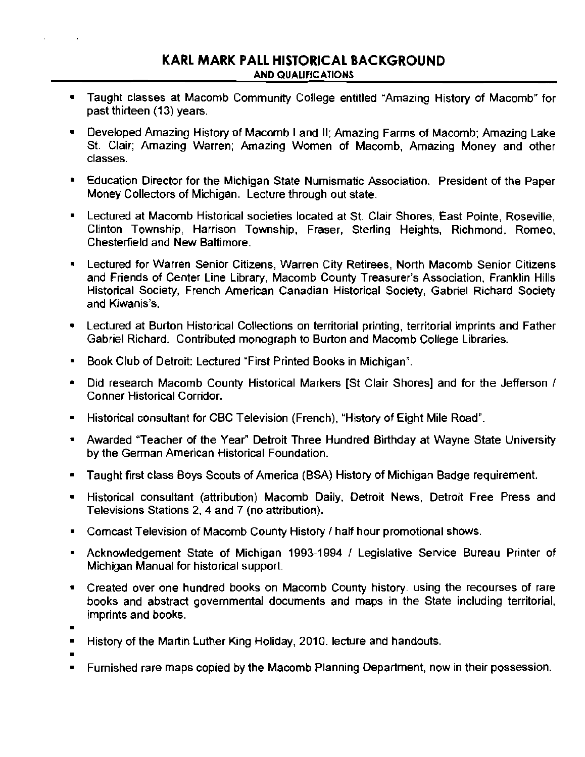# KARL MARK PALL HISTORICAL BACKGROUND

**AND QUALIFICATIONS**

- Taught classes at Macomb Community College entitled "Amazing History of Macomb" for past thirteen (13) years.
- Developed Amazing History of Macomb I and II; Amazing Farms of Macomb; Amazing Lake St. Clair; Amazing Warren; Amazing Women of Macomb, Amazing Money and other classes.
- Education Director for the Michigan State Numismatic Association. President of the Paper Money Collectors of Michigan. Lecture through out state.
- Lectured at Macomb Historical societies located at St. Clair Shores, East Pointe, Roseville, Clinton Township, Harrison Township, Fraser, Sterling Heights, Richmond, Romeo, Chesterfield and New Baltimore.
- Lectured for Warren Senior Citizens, Warren City Retirees, North Macomb Senior Citizens and Friends of Center Line Library, Macomb County Treasurer's Association, Franklin Hills Historical Society, French American Canadian Historical Society, Gabriel Richard Society and Kiwanis's.
- Lectured at Burton Historical Collections on territorial printing, territorial imprints and Father Gabriel Richard. Contributed monograph to Burton and Macomb College Libraries.
- Book Club of Detroit: Lectured "First Printed Books in Michigan".
- Did research Macomb County Historical Markers [St Clair Shores] and for the Jefferson / Conner Historical Corridor.
- Historical consultant for CBC Television (French), "History of Eight Mile Road".
- Awarded "Teacher of the Year" Detroit Three Hundred Birthday at Wayne State University by the German American Historical Foundation.
- Taught first class Boys Scouts of America (BSA) History of Michigan Badge requirement.
- Historical consultant (attribution) Macomb Daily, Detroit News, Detroit Free Press and Televisions Stations 2, 4 and 7 (no attribution).
- Comcast Television of Macomb County History / half hour promotional shows.
- Acknowledgement State of Michigan 1993-1994 / Legislative Service Bureau Printer of Michigan Manual for historical support.
- Created over one hundred books on Macomb County history. using the recourses of rare books and abstract governmental documents and maps in the State including territorial, imprints and books.
- 
- History of the Martin Luther King Holiday, 2010. lecture and handouts.
- 
- Furnished rare maps copied by the Macomb Planning Department, now in their possession.